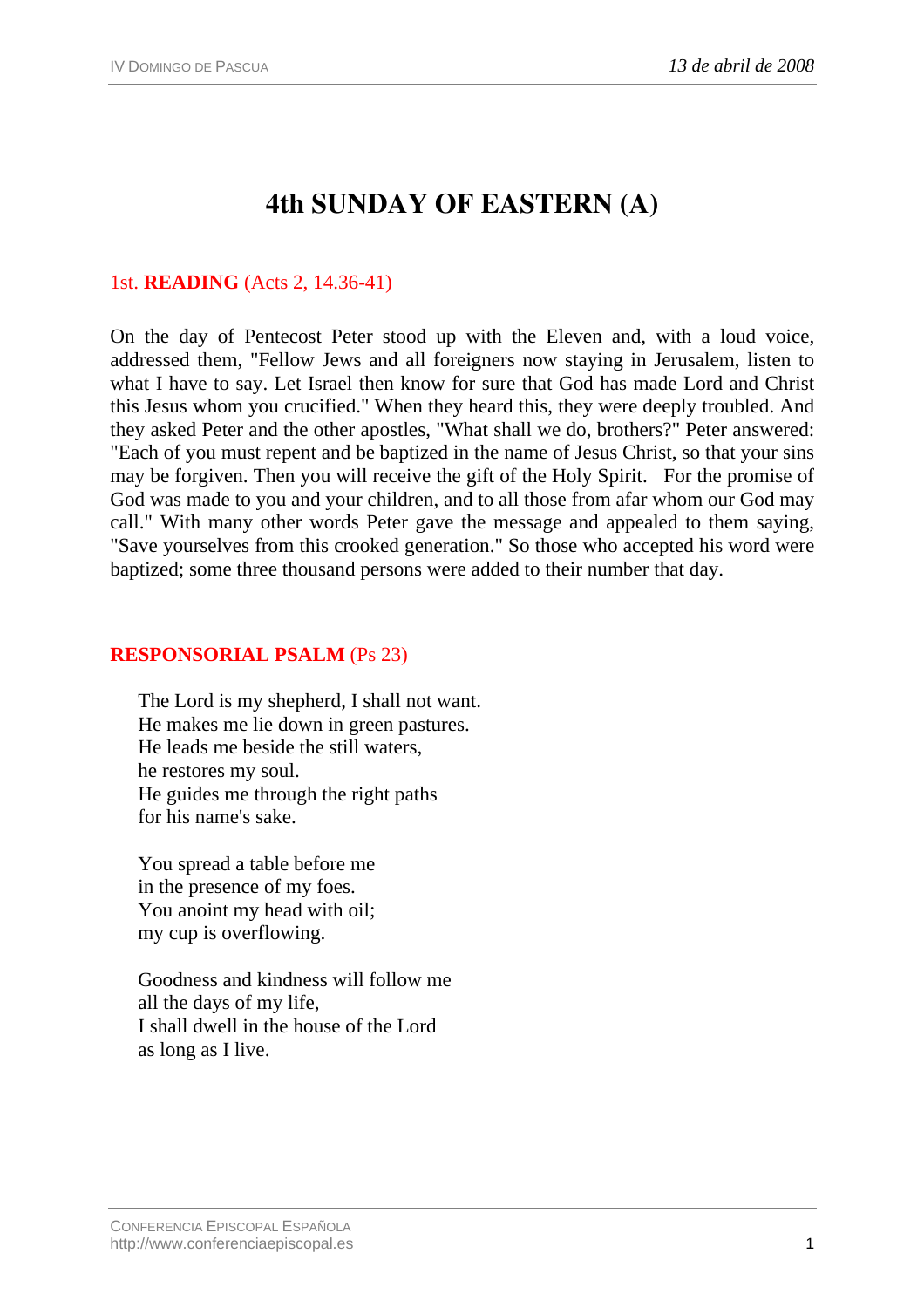# 4th SUNDAY OF EASTERN (A)

## 1st. **READING** (Acts 2, 14.36-41)

On the day of Pentecost Peter stood up with the Eleven and, with a loud voice, addressed them, "Fellow Jews and all foreigners now staying in Jerusalem, listen to what I have to say. Let Israel then know for sure that God has made Lord and Christ this Jesus whom you crucified." When they heard this, they were deeply troubled. And they asked Peter and the other apostles, "What shall we do, brothers?" Peter answered: "Each of you must repent and be baptized in the name of Jesus Christ, so that your sins may be forgiven. Then you will receive the gift of the Holy Spirit. For the promise of God was made to you and your children, and to all those from afar whom our God may call." With many other words Peter gave the message and appealed to them saying, "Save yourselves from this crooked generation." So those who accepted his word were baptized; some three thousand persons were added to their number that day.

## **RESPONSORIAL PSALM** (Ps 23)

The Lord is my shepherd, I shall not want.
He makes me lie down in green pastures.
He leads me beside the still waters,
he restores my soul.
He guides me through the right paths
for his name's sake.

You spread a table before me
in the presence of my foes.
You anoint my head with oil;
my cup is overflowing.

Goodness and kindness will follow me
all the days of my life,
I shall dwell in the house of the Lord
as long as I live.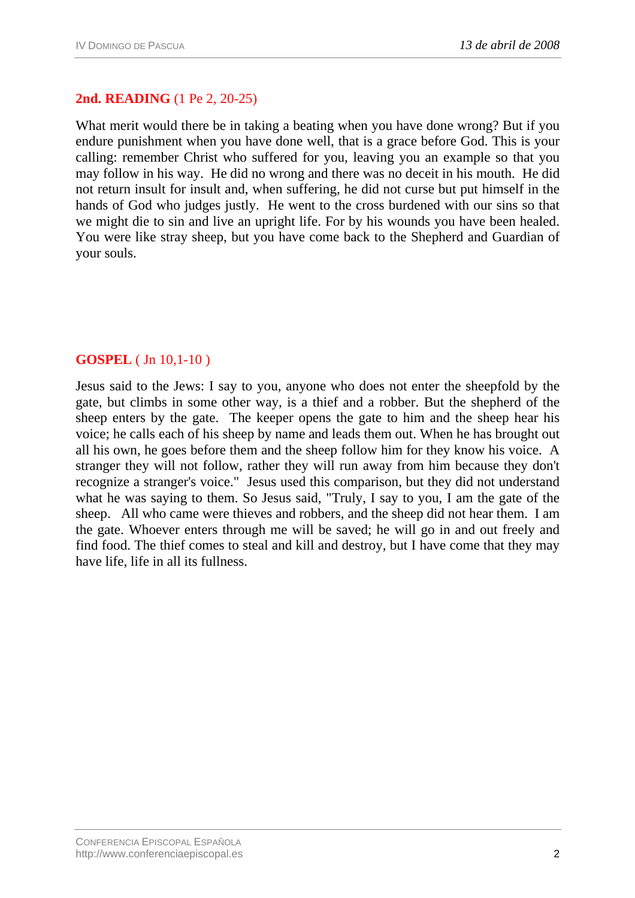## **2nd. READING** (1 Pe 2, 20-25)

What merit would there be in taking a beating when you have done wrong? But if you endure punishment when you have done well, that is a grace before God. This is your calling: remember Christ who suffered for you, leaving you an example so that you may follow in his way. He did no wrong and there was no deceit in his mouth. He did not return insult for insult and, when suffering, he did not curse but put himself in the hands of God who judges justly. He went to the cross burdened with our sins so that we might die to sin and live an upright life. For by his wounds you have been healed. You were like stray sheep, but you have come back to the Shepherd and Guardian of your souls.

## **GOSPEL** ( Jn 10,1-10 )

Jesus said to the Jews: I say to you, anyone who does not enter the sheepfold by the gate, but climbs in some other way, is a thief and a robber. But the shepherd of the sheep enters by the gate. The keeper opens the gate to him and the sheep hear his voice; he calls each of his sheep by name and leads them out. When he has brought out all his own, he goes before them and the sheep follow him for they know his voice. A stranger they will not follow, rather they will run away from him because they don't recognize a stranger's voice." Jesus used this comparison, but they did not understand what he was saying to them. So Jesus said, "Truly, I say to you, I am the gate of the sheep. All who came were thieves and robbers, and the sheep did not hear them. I am the gate. Whoever enters through me will be saved; he will go in and out freely and find food. The thief comes to steal and kill and destroy, but I have come that they may have life, life in all its fullness.